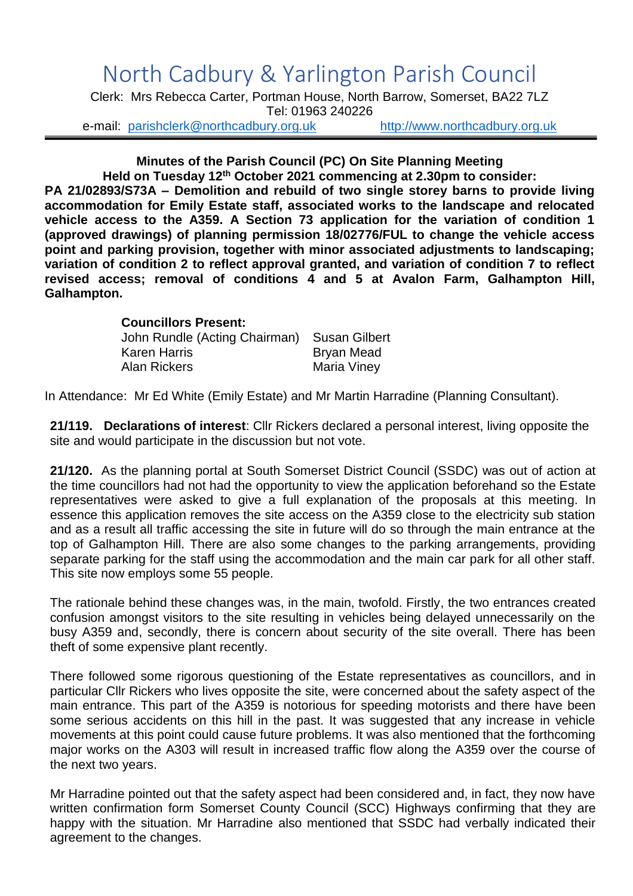# North Cadbury & Yarlington Parish Council

Clerk: Mrs Rebecca Carter, Portman House, North Barrow, Somerset, BA22 7LZ
Tel: 01963 240226
e-mail: parishclerk@northcadbury.org.uk http://www.northcadbury.org.uk

**Minutes of the Parish Council (PC) On Site Planning Meeting**
**Held on Tuesday 12th October 2021 commencing at 2.30pm to consider:**
**PA 21/02893/S73A – Demolition and rebuild of two single storey barns to provide living accommodation for Emily Estate staff, associated works to the landscape and relocated vehicle access to the A359. A Section 73 application for the variation of condition 1 (approved drawings) of planning permission 18/02776/FUL to change the vehicle access point and parking provision, together with minor associated adjustments to landscaping; variation of condition 2 to reflect approval granted, and variation of condition 7 to reflect revised access; removal of conditions 4 and 5 at Avalon Farm, Galhampton Hill, Galhampton.**

**Councillors Present:**

| | |
|---|---|
| John Rundle (Acting Chairman) | Susan Gilbert |
| Karen Harris | Bryan Mead |
| Alan Rickers | Maria Viney |

In Attendance: Mr Ed White (Emily Estate) and Mr Martin Harradine (Planning Consultant).

**21/119. Declarations of interest**: Cllr Rickers declared a personal interest, living opposite the site and would participate in the discussion but not vote.

**21/120.** As the planning portal at South Somerset District Council (SSDC) was out of action at the time councillors had not had the opportunity to view the application beforehand so the Estate representatives were asked to give a full explanation of the proposals at this meeting. In essence this application removes the site access on the A359 close to the electricity sub station and as a result all traffic accessing the site in future will do so through the main entrance at the top of Galhampton Hill. There are also some changes to the parking arrangements, providing separate parking for the staff using the accommodation and the main car park for all other staff. This site now employs some 55 people.

The rationale behind these changes was, in the main, twofold. Firstly, the two entrances created confusion amongst visitors to the site resulting in vehicles being delayed unnecessarily on the busy A359 and, secondly, there is concern about security of the site overall. There has been theft of some expensive plant recently.

There followed some rigorous questioning of the Estate representatives as councillors, and in particular Cllr Rickers who lives opposite the site, were concerned about the safety aspect of the main entrance. This part of the A359 is notorious for speeding motorists and there have been some serious accidents on this hill in the past. It was suggested that any increase in vehicle movements at this point could cause future problems. It was also mentioned that the forthcoming major works on the A303 will result in increased traffic flow along the A359 over the course of the next two years.

Mr Harradine pointed out that the safety aspect had been considered and, in fact, they now have written confirmation form Somerset County Council (SCC) Highways confirming that they are happy with the situation. Mr Harradine also mentioned that SSDC had verbally indicated their agreement to the changes.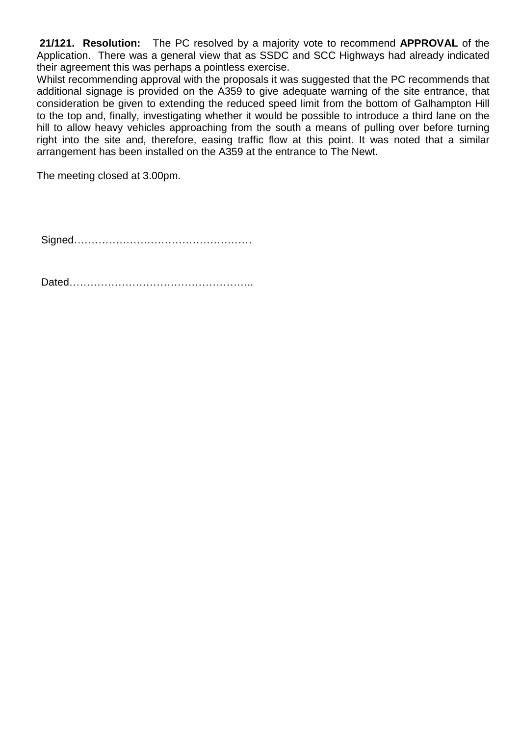**21/121. Resolution:** The PC resolved by a majority vote to recommend **APPROVAL** of the Application. There was a general view that as SSDC and SCC Highways had already indicated their agreement this was perhaps a pointless exercise.

Whilst recommending approval with the proposals it was suggested that the PC recommends that additional signage is provided on the A359 to give adequate warning of the site entrance, that consideration be given to extending the reduced speed limit from the bottom of Galhampton Hill to the top and, finally, investigating whether it would be possible to introduce a third lane on the hill to allow heavy vehicles approaching from the south a means of pulling over before turning right into the site and, therefore, easing traffic flow at this point. It was noted that a similar arrangement has been installed on the A359 at the entrance to The Newt.

The meeting closed at 3.00pm.

Signed……………………………………………

Dated……………………………………………..